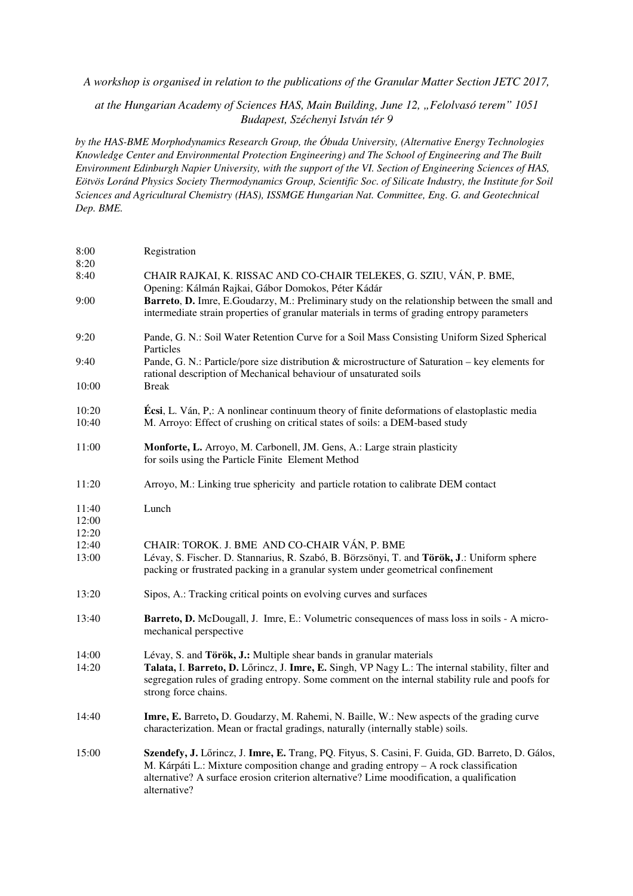*A workshop is organised in relation to the publications of the Granular Matter Section JETC 2017,*

*at the Hungarian Academy of Sciences HAS, Main Building, June 12, „Felolvasó terem" 1051 Budapest, Széchenyi István tér 9*

*by the HAS-BME Morphodynamics Research Group, the Óbuda University, (Alternative Energy Technologies Knowledge Center and Environmental Protection Engineering) and The School of Engineering and The Built Environment Edinburgh Napier University, with the support of the VI. Section of Engineering Sciences of HAS, Eötvös Loránd Physics Society Thermodynamics Group, Scientific Soc. of Silicate Industry, the Institute for Soil Sciences and Agricultural Chemistry (HAS), ISSMGE Hungarian Nat. Committee, Eng. G. and Geotechnical Dep. BME.*

| | |
|---|---|
| 8:00 | Registration |
| 8:20 | |
| 8:40 | CHAIR RAJKAI, K. RISSAC AND CO-CHAIR TELEKES, G. SZIU, VÁN, P. BME, Opening: Kálmán Rajkai, Gábor Domokos, Péter Kádár |
| 9:00 | **Barreto**, **D.** Imre, E.Goudarzy, M.: Preliminary study on the relationship between the small and intermediate strain properties of granular materials in terms of grading entropy parameters |
| 9:20 | Pande, G. N.: Soil Water Retention Curve for a Soil Mass Consisting Uniform Sized Spherical Particles |
| 9:40 | Pande, G. N.: Particle/pore size distribution & microstructure of Saturation – key elements for rational description of Mechanical behaviour of unsaturated soils |
| 10:00 | Break |
| 10:20 | **Écsi**, L. Ván, P,: A nonlinear continuum theory of finite deformations of elastoplastic media |
| 10:40 | M. Arroyo: Effect of crushing on critical states of soils: a DEM-based study |
| 11:00 | **Monforte, L.** Arroyo, M. Carbonell, JM. Gens, A.: Large strain plasticity for soils using the Particle Finite Element Method |
| 11:20 | Arroyo, M.: Linking true sphericity and particle rotation to calibrate DEM contact |
| 11:40 | Lunch |
| 12:00 | |
| 12:20 | |
| 12:40 | CHAIR: TOROK. J. BME AND CO-CHAIR VÁN, P. BME |
| 13:00 | Lévay, S. Fischer. D. Stannarius, R. Szabó, B. Börzsönyi, T. and **Török, J**.: Uniform sphere packing or frustrated packing in a granular system under geometrical confinement |
| 13:20 | Sipos, A.: Tracking critical points on evolving curves and surfaces |
| 13:40 | **Barreto, D.** McDougall, J. Imre, E.: Volumetric consequences of mass loss in soils - A micro-mechanical perspective |
| 14:00 | Lévay, S. and **Török, J.:** Multiple shear bands in granular materials |
| 14:20 | **Talata,** I. **Barreto, D.** Lőrincz, J. **Imre, E.** Singh, VP Nagy L.: The internal stability, filter and segregation rules of grading entropy. Some comment on the internal stability rule and poofs for strong force chains. |
| 14:40 | **Imre, E.** Barreto**,** D. Goudarzy, M. Rahemi, N. Baille, W.: New aspects of the grading curve characterization. Mean or fractal gradings, naturally (internally stable) soils. |
| 15:00 | **Szendefy, J.** Lőrincz, J. **Imre, E.** Trang, PQ. Fityus, S. Casini, F. Guida, GD. Barreto, D. Gálos, M. Kárpáti L.: Mixture composition change and grading entropy – A rock classification alternative? A surface erosion criterion alternative? Lime moodification, a qualification alternative? |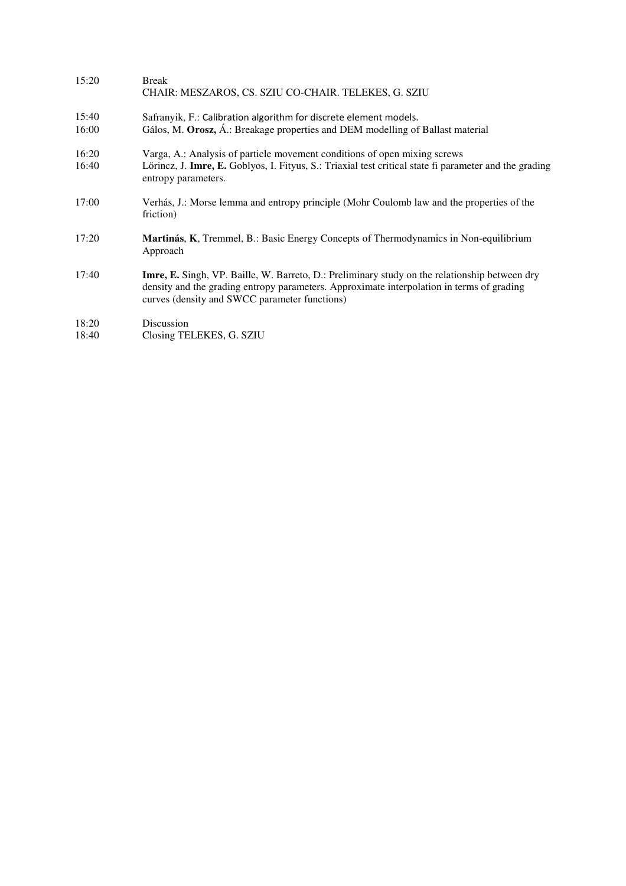| | |
|---|---|
| 15:20 | Break<br>CHAIR: MESZAROS, CS. SZIU CO-CHAIR. TELEKES, G. SZIU |
| 15:40 | Safranyik, F.: Calibration algorithm for discrete element models. |
| 16:00 | Gálos, M. **Orosz,** Á.: Breakage properties and DEM modelling of Ballast material |
| 16:20 | Varga, A.: Analysis of particle movement conditions of open mixing screws |
| 16:40 | Lőrincz, J. **Imre, E.** Goblyos, I. Fityus, S.: Triaxial test critical state fi parameter and the grading entropy parameters. |
| 17:00 | Verhás, J.: Morse lemma and entropy principle (Mohr Coulomb law and the properties of the friction) |
| 17:20 | **Martinás**, **K**, Tremmel, B.: Basic Energy Concepts of Thermodynamics in Non-equilibrium Approach |
| 17:40 | **Imre, E.** Singh, VP. Baille, W. Barreto, D.: Preliminary study on the relationship between dry density and the grading entropy parameters. Approximate interpolation in terms of grading curves (density and SWCC parameter functions) |
| 18:20 | Discussion |
| 18:40 | Closing TELEKES, G. SZIU |